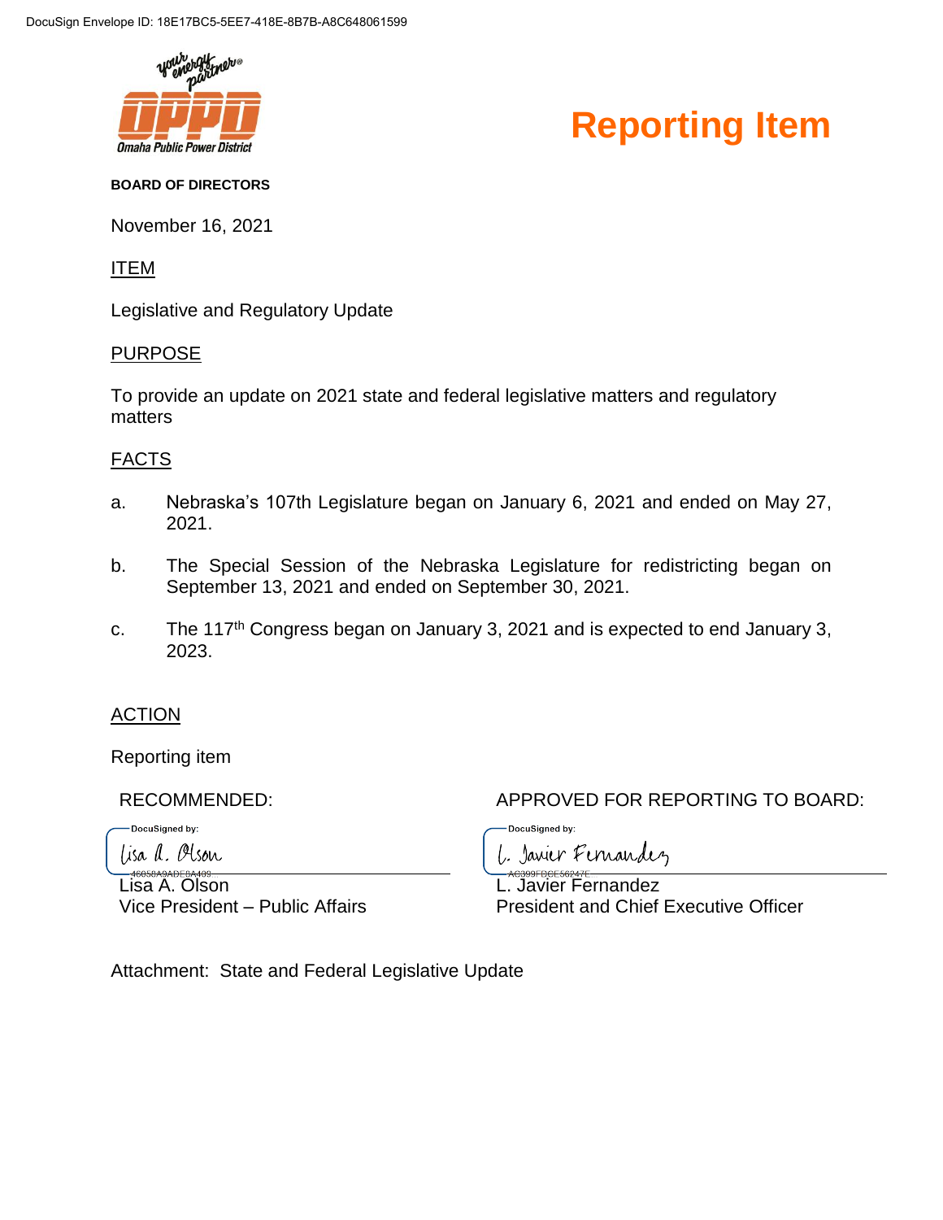# Reporting Item

**BOARD OF DIRECTORS**

November 16, 2021

ITEM

Legislative and Regulatory Update

PURPOSE

To provide an update on 2021 state and federal legislative matters and regulatory matters

FACTS

a. Nebraska's 107th Legislature began on January 6, 2021 and ended on May 27, 2021.

b. The Special Session of the Nebraska Legislature for redistricting began on September 13, 2021 and ended on September 30, 2021.

c. The 117th Congress began on January 3, 2021 and is expected to end January 3, 2023.

ACTION

Reporting item

| RECOMMENDED: | APPROVED FOR REPORTING TO BOARD: |
|---|---|
| Lisa A. Olson | L. Javier Fernandez |
| Vice President – Public Affairs | President and Chief Executive Officer |

Attachment: State and Federal Legislative Update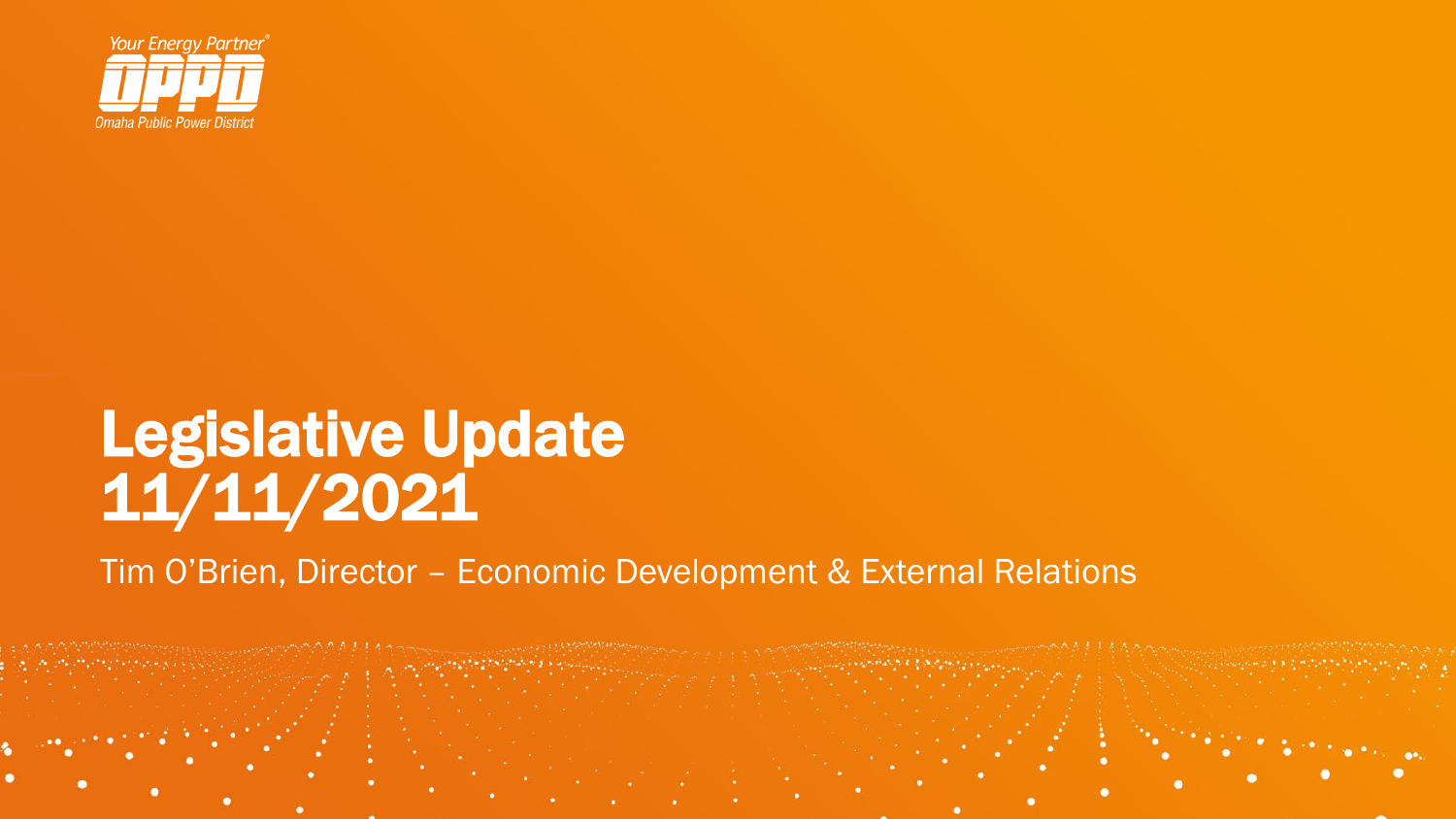Your Energy Partner®

OPPD

Omaha Public Power District

# Legislative Update 11/11/2021

Tim O'Brien, Director – Economic Development & External Relations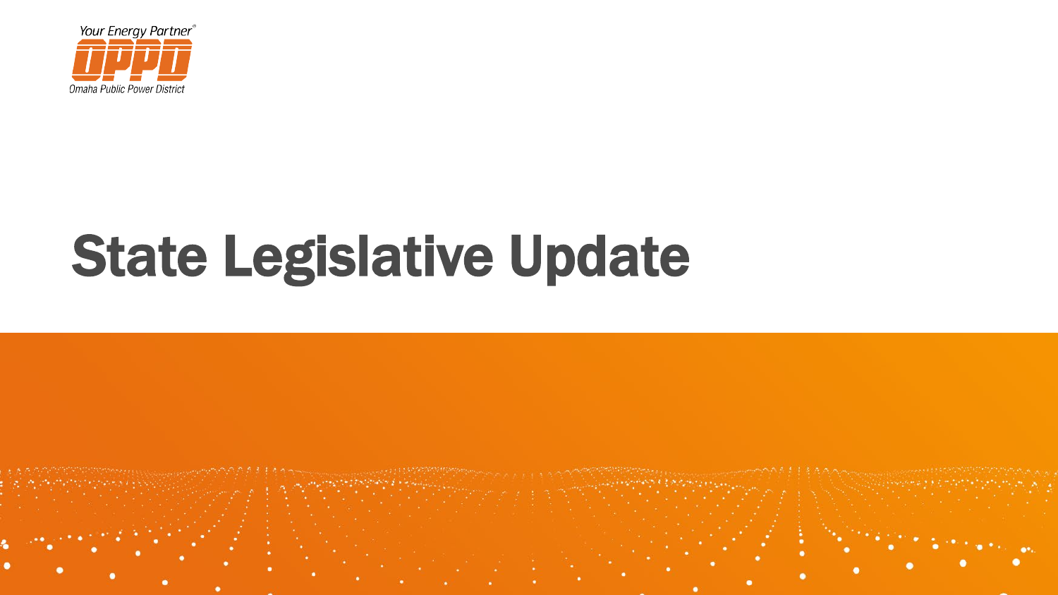Your Energy Partner®

OPPD

Omaha Public Power District

# State Legislative Update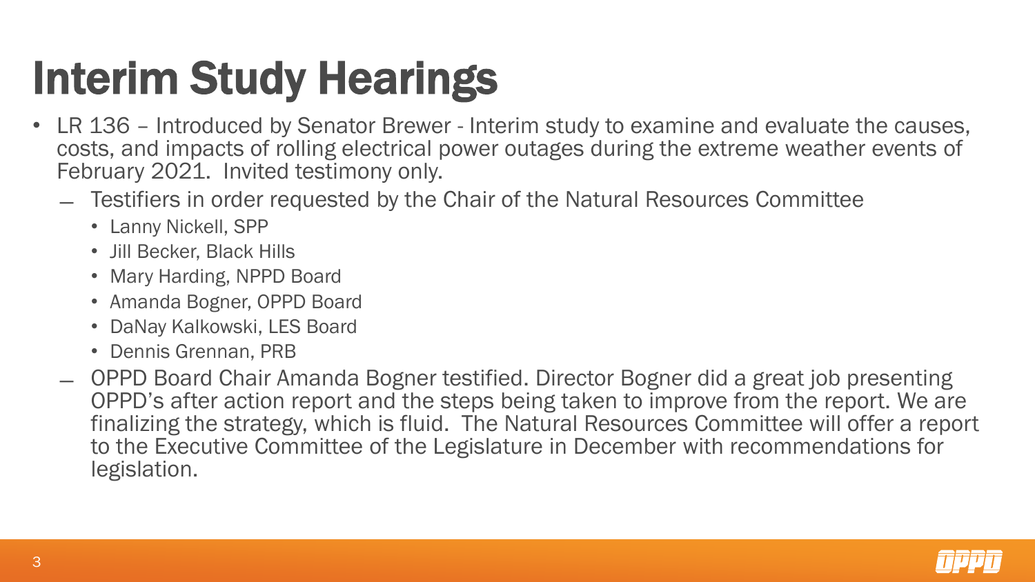# Interim Study Hearings

- LR 136 – Introduced by Senator Brewer - Interim study to examine and evaluate the causes, costs, and impacts of rolling electrical power outages during the extreme weather events of February 2021. Invited testimony only.
  - Testifiers in order requested by the Chair of the Natural Resources Committee
    - Lanny Nickell, SPP
    - Jill Becker, Black Hills
    - Mary Harding, NPPD Board
    - Amanda Bogner, OPPD Board
    - DaNay Kalkowski, LES Board
    - Dennis Grennan, PRB
  - OPPD Board Chair Amanda Bogner testified. Director Bogner did a great job presenting OPPD's after action report and the steps being taken to improve from the report. We are finalizing the strategy, which is fluid. The Natural Resources Committee will offer a report to the Executive Committee of the Legislature in December with recommendations for legislation.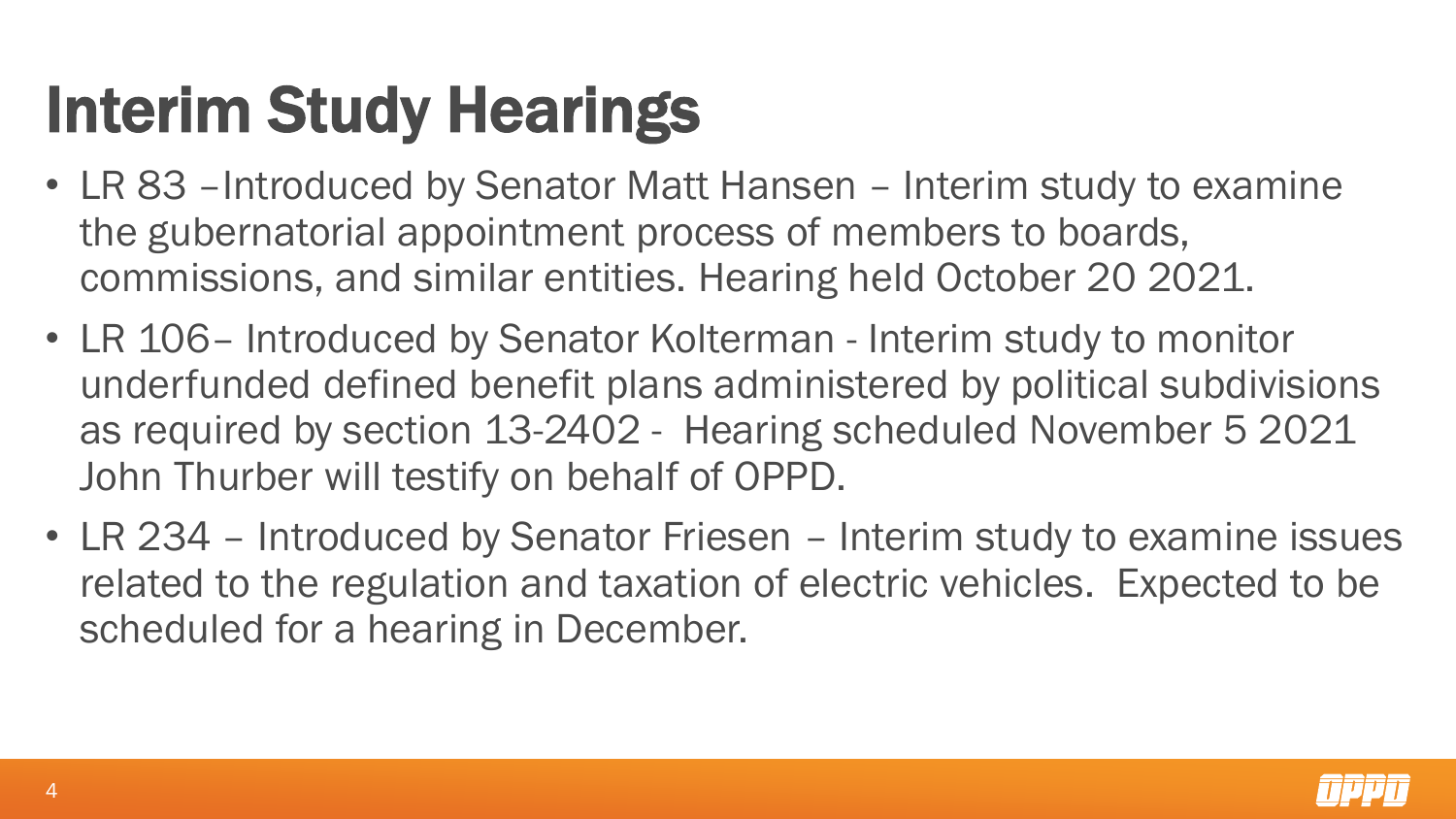# Interim Study Hearings

- LR 83 –Introduced by Senator Matt Hansen – Interim study to examine the gubernatorial appointment process of members to boards, commissions, and similar entities. Hearing held October 20 2021.
- LR 106– Introduced by Senator Kolterman - Interim study to monitor underfunded defined benefit plans administered by political subdivisions as required by section 13-2402 - Hearing scheduled November 5 2021 John Thurber will testify on behalf of OPPD.
- LR 234 – Introduced by Senator Friesen – Interim study to examine issues related to the regulation and taxation of electric vehicles. Expected to be scheduled for a hearing in December.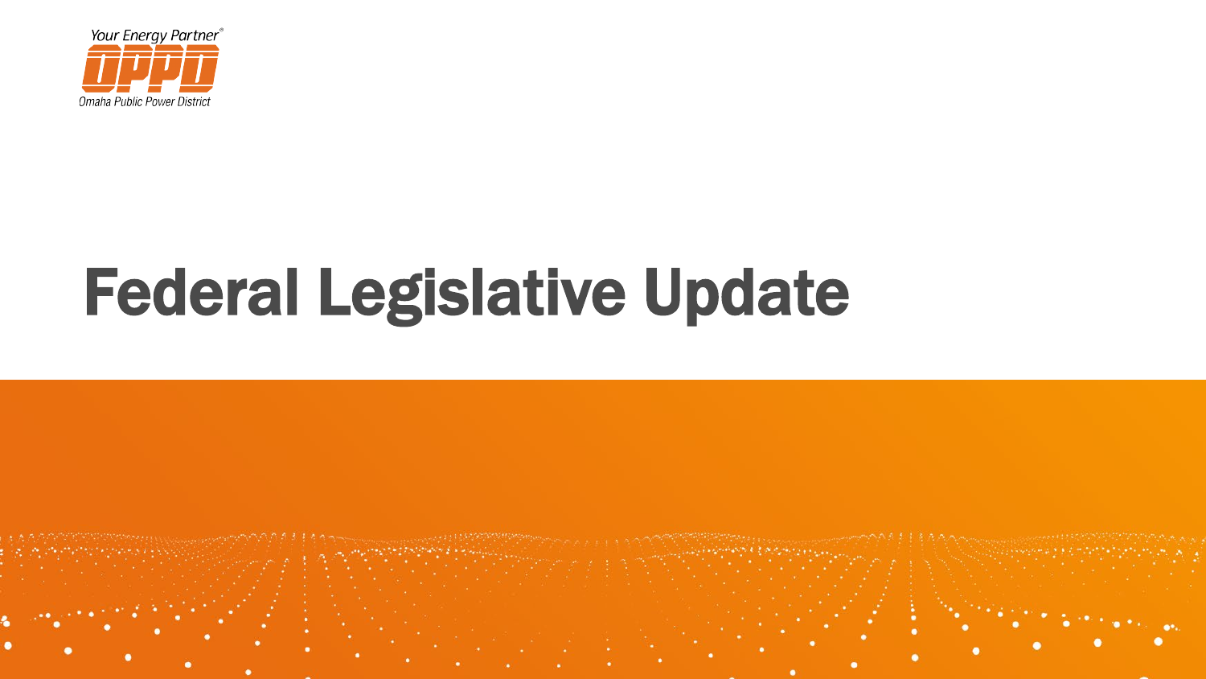Your Energy Partner®

OPPD

Omaha Public Power District

# Federal Legislative Update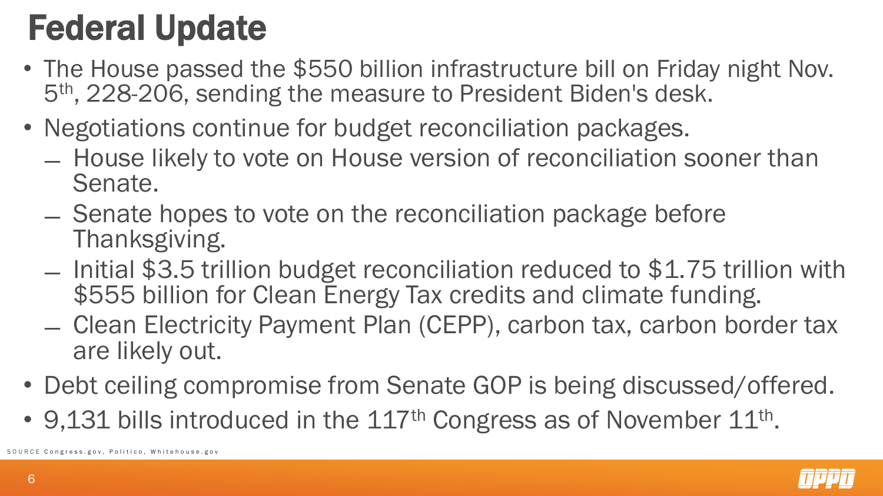# Federal Update

- The House passed the $550 billion infrastructure bill on Friday night Nov. 5th, 228-206, sending the measure to President Biden's desk.
- Negotiations continue for budget reconciliation packages.
  - House likely to vote on House version of reconciliation sooner than Senate.
  - Senate hopes to vote on the reconciliation package before Thanksgiving.
  - Initial $3.5 trillion budget reconciliation reduced to $1.75 trillion with $555 billion for Clean Energy Tax credits and climate funding.
  - Clean Electricity Payment Plan (CEPP), carbon tax, carbon border tax are likely out.
- Debt ceiling compromise from Senate GOP is being discussed/offered.
- 9,131 bills introduced in the 117th Congress as of November 11th.

SOURCE Congress.gov, Politico, Whitehouse.gov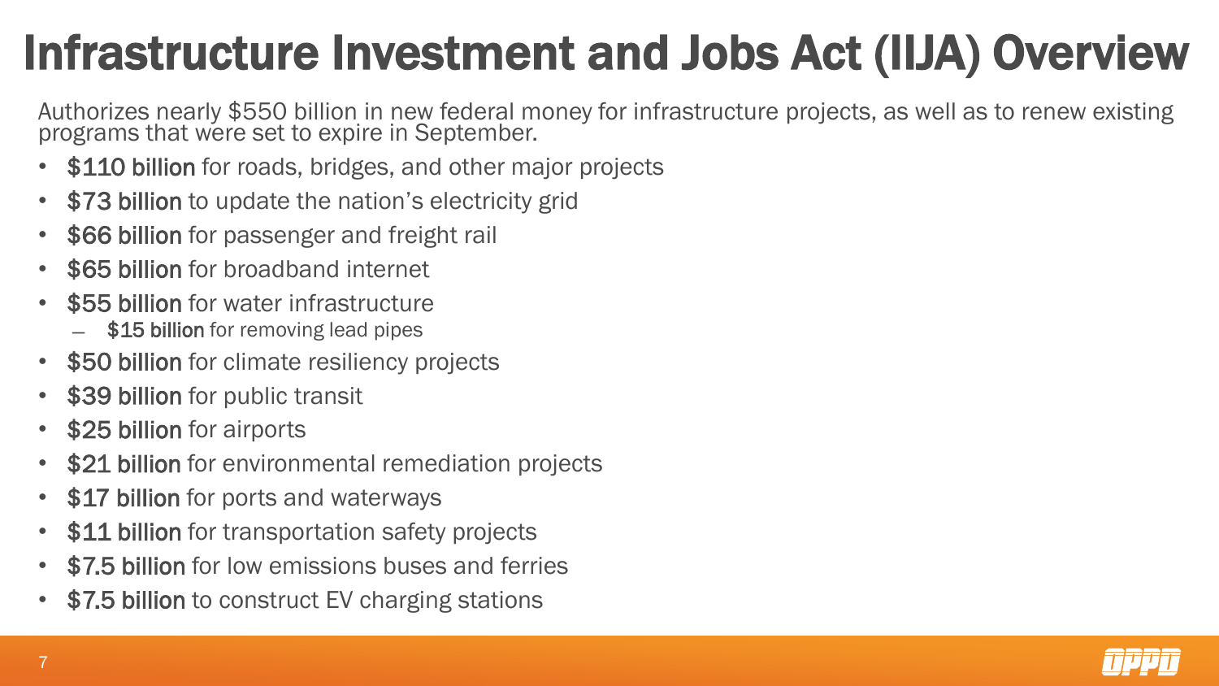# Infrastructure Investment and Jobs Act (IIJA) Overview

Authorizes nearly $550 billion in new federal money for infrastructure projects, as well as to renew existing programs that were set to expire in September.

- **$110 billion** for roads, bridges, and other major projects
- **$73 billion** to update the nation's electricity grid
- **$66 billion** for passenger and freight rail
- **$65 billion** for broadband internet
- **$55 billion** for water infrastructure
  - **$15 billion** for removing lead pipes
- **$50 billion** for climate resiliency projects
- **$39 billion** for public transit
- **$25 billion** for airports
- **$21 billion** for environmental remediation projects
- **$17 billion** for ports and waterways
- **$11 billion** for transportation safety projects
- **$7.5 billion** for low emissions buses and ferries
- **$7.5 billion** to construct EV charging stations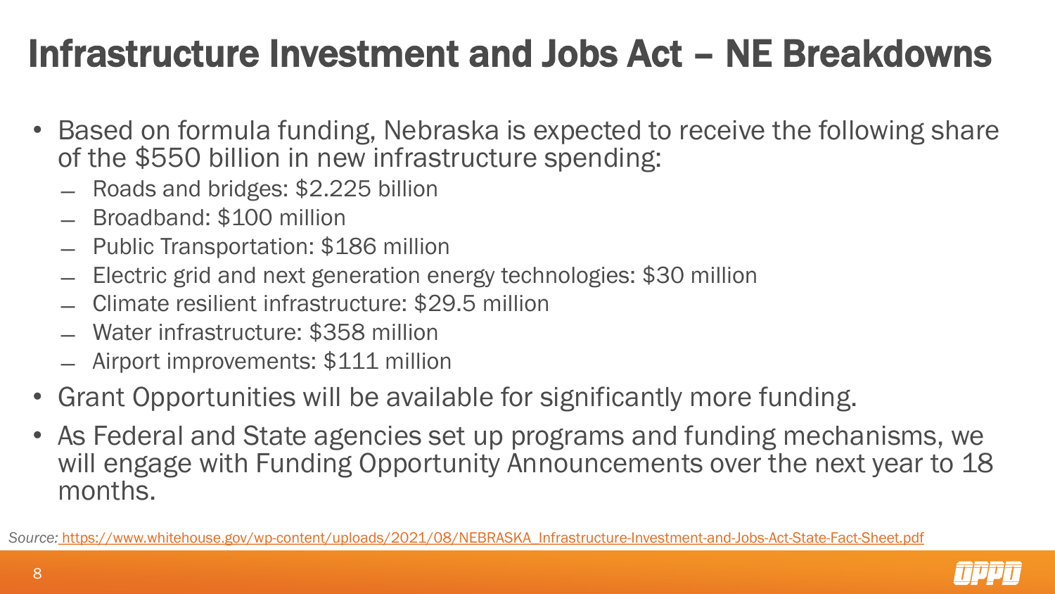# Infrastructure Investment and Jobs Act – NE Breakdowns

- Based on formula funding, Nebraska is expected to receive the following share of the $550 billion in new infrastructure spending:
  - Roads and bridges: $2.225 billion
  - Broadband: $100 million
  - Public Transportation: $186 million
  - Electric grid and next generation energy technologies: $30 million
  - Climate resilient infrastructure: $29.5 million
  - Water infrastructure: $358 million
  - Airport improvements: $111 million
- Grant Opportunities will be available for significantly more funding.
- As Federal and State agencies set up programs and funding mechanisms, we will engage with Funding Opportunity Announcements over the next year to 18 months.

*Source:* https://www.whitehouse.gov/wp-content/uploads/2021/08/NEBRASKA_Infrastructure-Investment-and-Jobs-Act-State-Fact-Sheet.pdf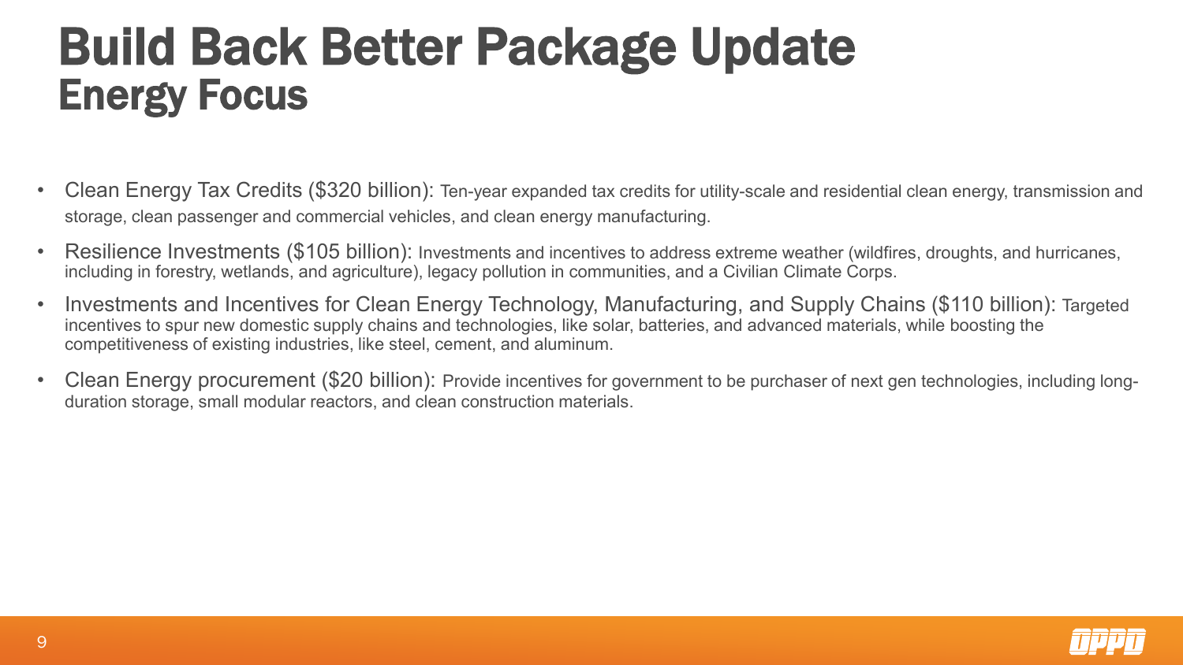# Build Back Better Package Update

## Energy Focus

- Clean Energy Tax Credits ($320 billion): Ten-year expanded tax credits for utility-scale and residential clean energy, transmission and storage, clean passenger and commercial vehicles, and clean energy manufacturing.
- Resilience Investments ($105 billion): Investments and incentives to address extreme weather (wildfires, droughts, and hurricanes, including in forestry, wetlands, and agriculture), legacy pollution in communities, and a Civilian Climate Corps.
- Investments and Incentives for Clean Energy Technology, Manufacturing, and Supply Chains ($110 billion): Targeted incentives to spur new domestic supply chains and technologies, like solar, batteries, and advanced materials, while boosting the competitiveness of existing industries, like steel, cement, and aluminum.
- Clean Energy procurement ($20 billion): Provide incentives for government to be purchaser of next gen technologies, including long-duration storage, small modular reactors, and clean construction materials.